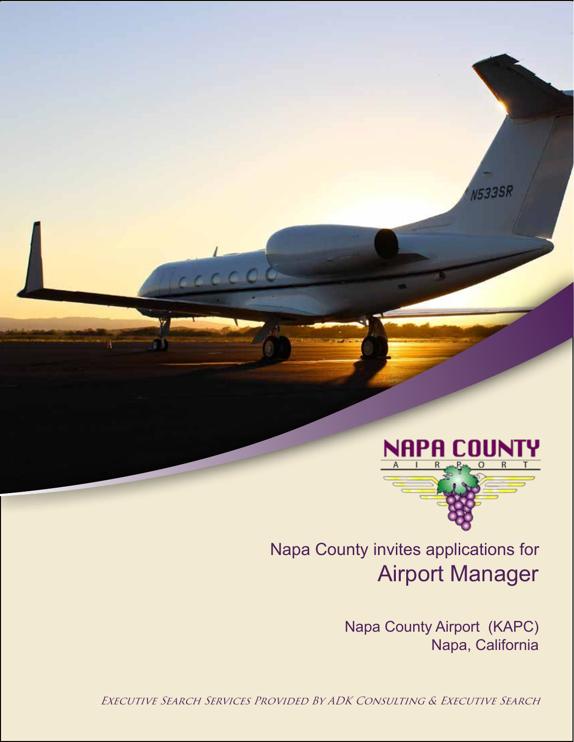NAPA COUNTY AIRPORT

Napa County invites applications for

# Airport Manager

Napa County Airport (KAPC)
Napa, California

*Executive Search Services Provided By ADK Consulting & Executive Search*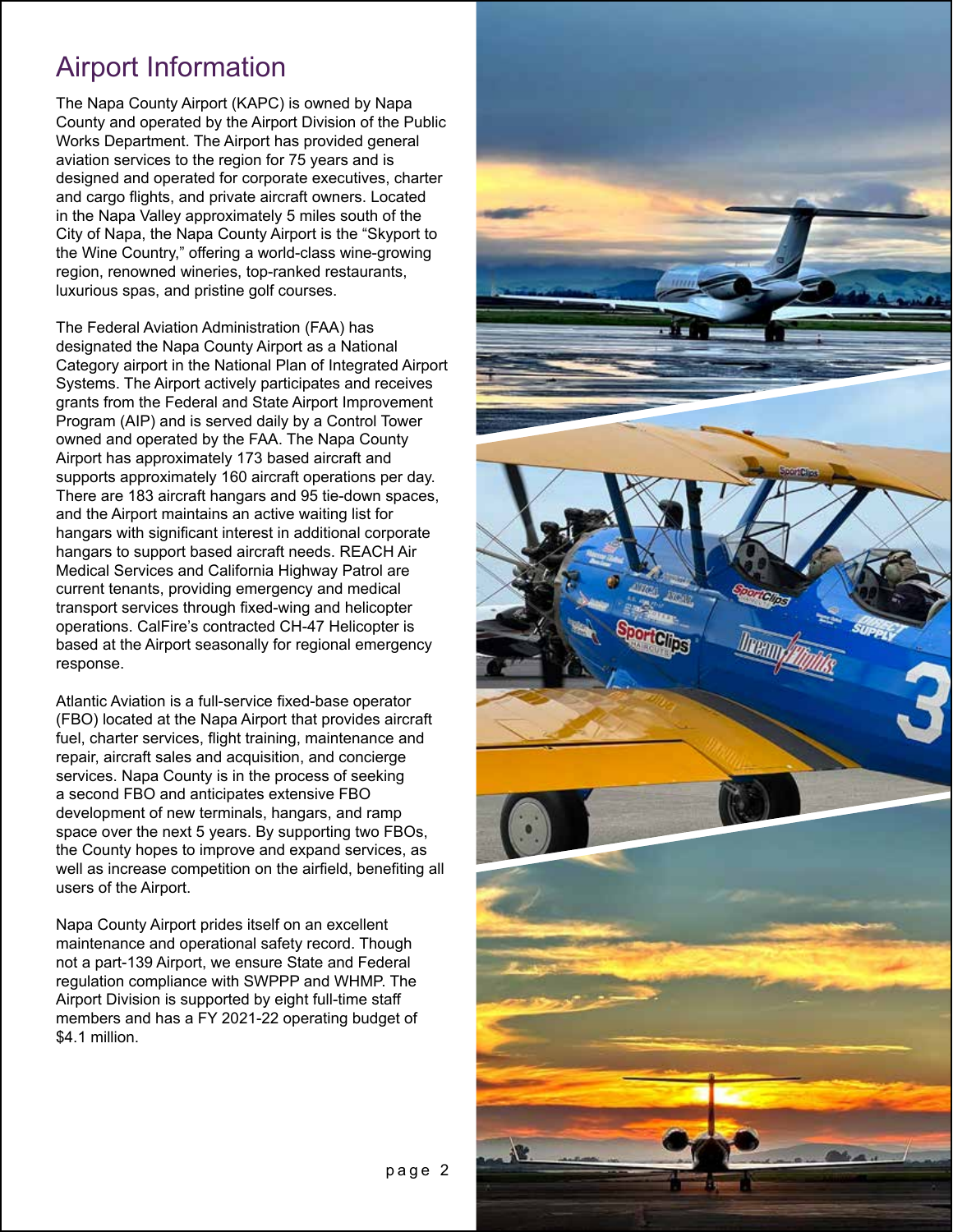# Airport Information

The Napa County Airport (KAPC) is owned by Napa County and operated by the Airport Division of the Public Works Department. The Airport has provided general aviation services to the region for 75 years and is designed and operated for corporate executives, charter and cargo flights, and private aircraft owners. Located in the Napa Valley approximately 5 miles south of the City of Napa, the Napa County Airport is the "Skyport to the Wine Country," offering a world-class wine-growing region, renowned wineries, top-ranked restaurants, luxurious spas, and pristine golf courses.

The Federal Aviation Administration (FAA) has designated the Napa County Airport as a National Category airport in the National Plan of Integrated Airport Systems. The Airport actively participates and receives grants from the Federal and State Airport Improvement Program (AIP) and is served daily by a Control Tower owned and operated by the FAA. The Napa County Airport has approximately 173 based aircraft and supports approximately 160 aircraft operations per day. There are 183 aircraft hangars and 95 tie-down spaces, and the Airport maintains an active waiting list for hangars with significant interest in additional corporate hangars to support based aircraft needs. REACH Air Medical Services and California Highway Patrol are current tenants, providing emergency and medical transport services through fixed-wing and helicopter operations. CalFire's contracted CH-47 Helicopter is based at the Airport seasonally for regional emergency response.

Atlantic Aviation is a full-service fixed-base operator (FBO) located at the Napa Airport that provides aircraft fuel, charter services, flight training, maintenance and repair, aircraft sales and acquisition, and concierge services. Napa County is in the process of seeking a second FBO and anticipates extensive FBO development of new terminals, hangars, and ramp space over the next 5 years. By supporting two FBOs, the County hopes to improve and expand services, as well as increase competition on the airfield, benefiting all users of the Airport.

Napa County Airport prides itself on an excellent maintenance and operational safety record. Though not a part-139 Airport, we ensure State and Federal regulation compliance with SWPPP and WHMP. The Airport Division is supported by eight full-time staff members and has a FY 2021-22 operating budget of $4.1 million.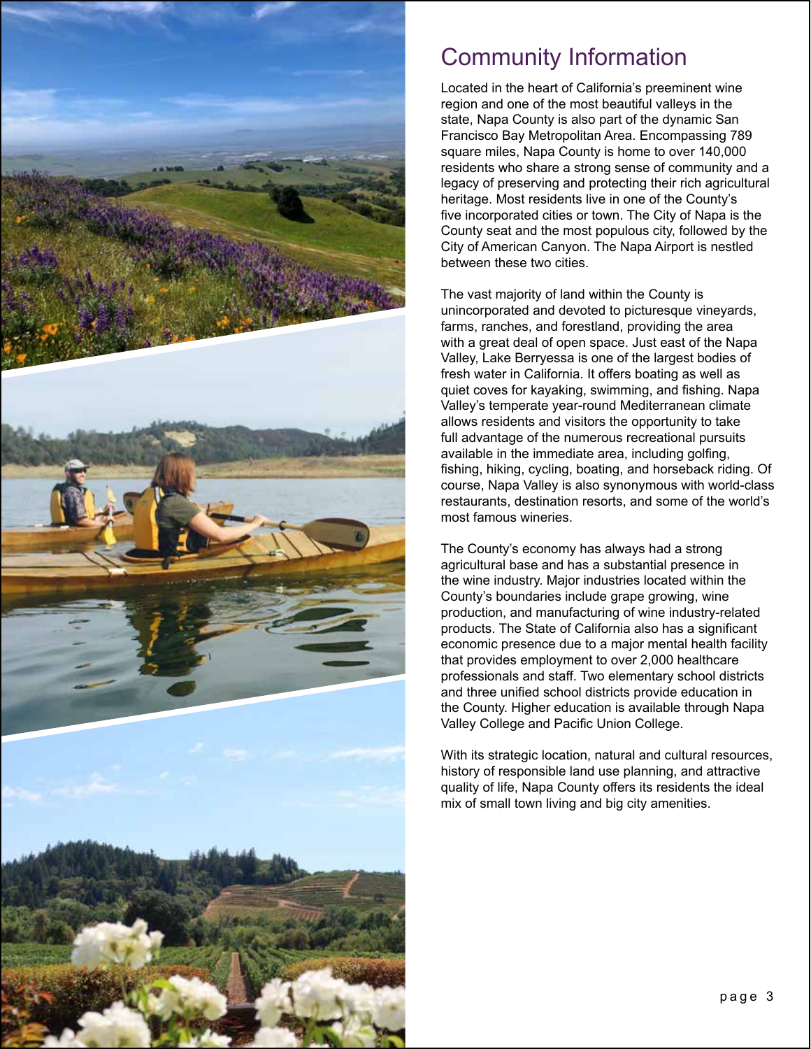# Community Information

Located in the heart of California's preeminent wine region and one of the most beautiful valleys in the state, Napa County is also part of the dynamic San Francisco Bay Metropolitan Area. Encompassing 789 square miles, Napa County is home to over 140,000 residents who share a strong sense of community and a legacy of preserving and protecting their rich agricultural heritage. Most residents live in one of the County's five incorporated cities or town. The City of Napa is the County seat and the most populous city, followed by the City of American Canyon. The Napa Airport is nestled between these two cities.

The vast majority of land within the County is unincorporated and devoted to picturesque vineyards, farms, ranches, and forestland, providing the area with a great deal of open space. Just east of the Napa Valley, Lake Berryessa is one of the largest bodies of fresh water in California. It offers boating as well as quiet coves for kayaking, swimming, and fishing. Napa Valley's temperate year-round Mediterranean climate allows residents and visitors the opportunity to take full advantage of the numerous recreational pursuits available in the immediate area, including golfing, fishing, hiking, cycling, boating, and horseback riding. Of course, Napa Valley is also synonymous with world-class restaurants, destination resorts, and some of the world's most famous wineries.

The County's economy has always had a strong agricultural base and has a substantial presence in the wine industry. Major industries located within the County's boundaries include grape growing, wine production, and manufacturing of wine industry-related products. The State of California also has a significant economic presence due to a major mental health facility that provides employment to over 2,000 healthcare professionals and staff. Two elementary school districts and three unified school districts provide education in the County. Higher education is available through Napa Valley College and Pacific Union College.

With its strategic location, natural and cultural resources, history of responsible land use planning, and attractive quality of life, Napa County offers its residents the ideal mix of small town living and big city amenities.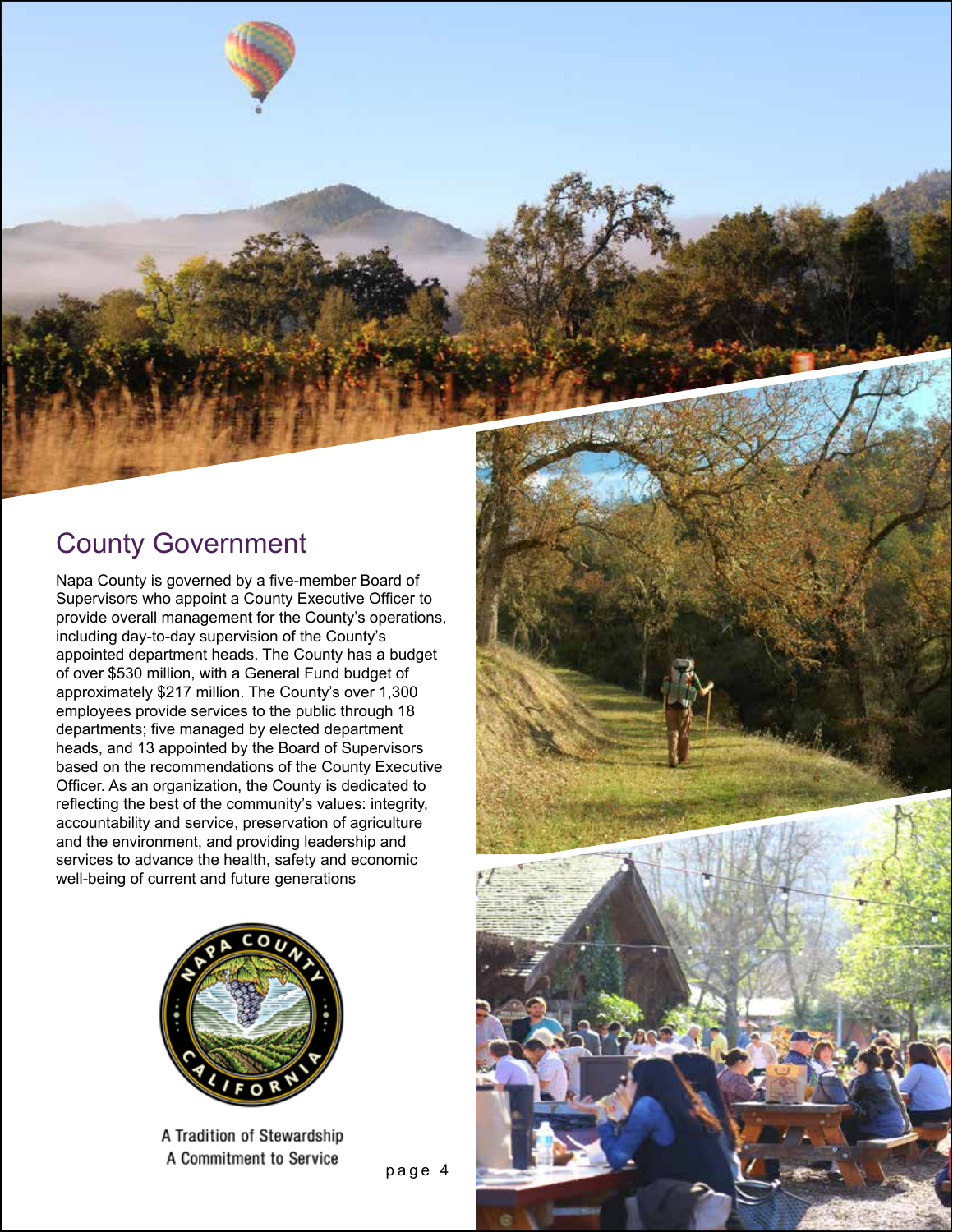## County Government

Napa County is governed by a five-member Board of Supervisors who appoint a County Executive Officer to provide overall management for the County's operations, including day-to-day supervision of the County's appointed department heads. The County has a budget of over $530 million, with a General Fund budget of approximately $217 million. The County's over 1,300 employees provide services to the public through 18 departments; five managed by elected department heads, and 13 appointed by the Board of Supervisors based on the recommendations of the County Executive Officer. As an organization, the County is dedicated to reflecting the best of the community's values: integrity, accountability and service, preservation of agriculture and the environment, and providing leadership and services to advance the health, safety and economic well-being of current and future generations

A Tradition of Stewardship
A Commitment to Service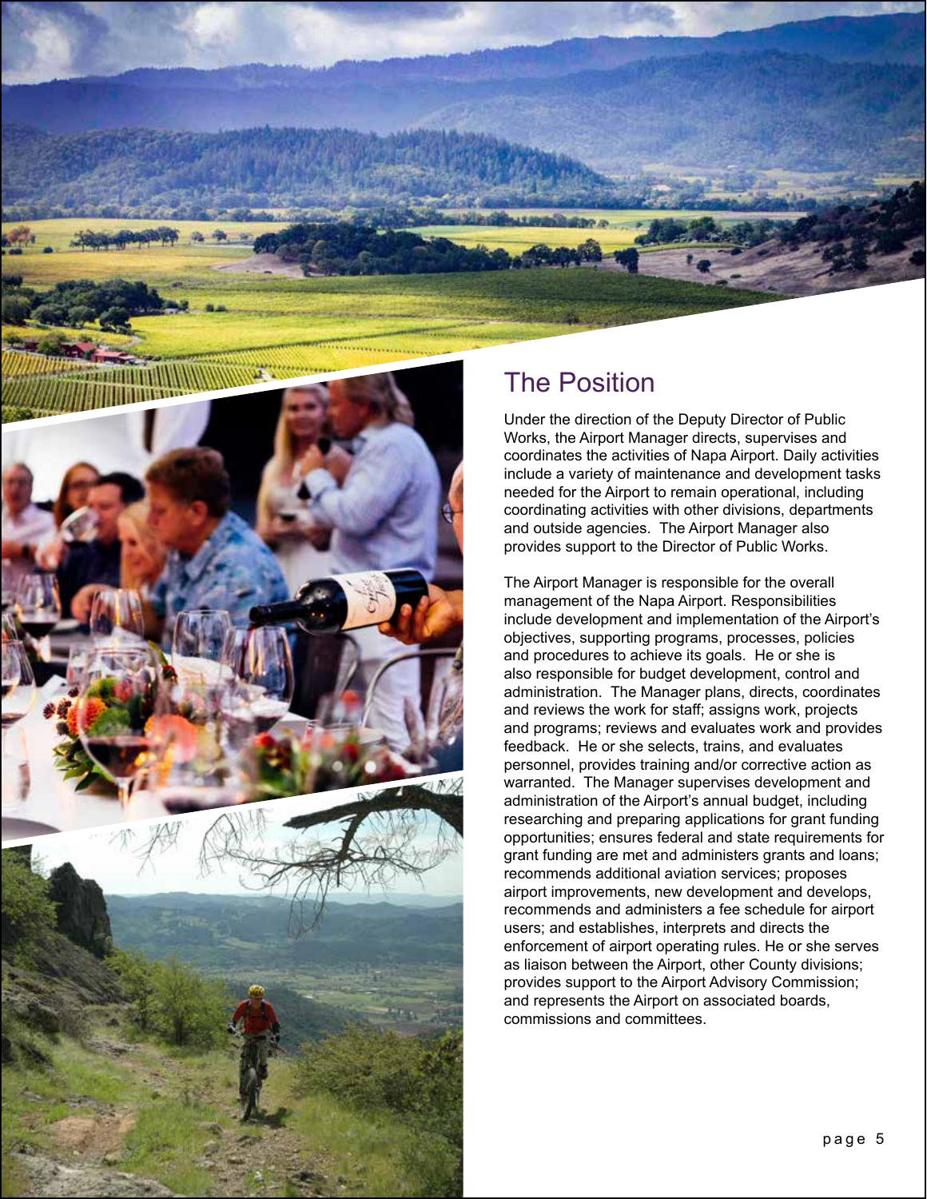## The Position

Under the direction of the Deputy Director of Public Works, the Airport Manager directs, supervises and coordinates the activities of Napa Airport. Daily activities include a variety of maintenance and development tasks needed for the Airport to remain operational, including coordinating activities with other divisions, departments and outside agencies. The Airport Manager also provides support to the Director of Public Works.

The Airport Manager is responsible for the overall management of the Napa Airport. Responsibilities include development and implementation of the Airport's objectives, supporting programs, processes, policies and procedures to achieve its goals. He or she is also responsible for budget development, control and administration. The Manager plans, directs, coordinates and reviews the work for staff; assigns work, projects and programs; reviews and evaluates work and provides feedback. He or she selects, trains, and evaluates personnel, provides training and/or corrective action as warranted. The Manager supervises development and administration of the Airport's annual budget, including researching and preparing applications for grant funding opportunities; ensures federal and state requirements for grant funding are met and administers grants and loans; recommends additional aviation services; proposes airport improvements, new development and develops, recommends and administers a fee schedule for airport users; and establishes, interprets and directs the enforcement of airport operating rules. He or she serves as liaison between the Airport, other County divisions; provides support to the Airport Advisory Commission; and represents the Airport on associated boards, commissions and committees.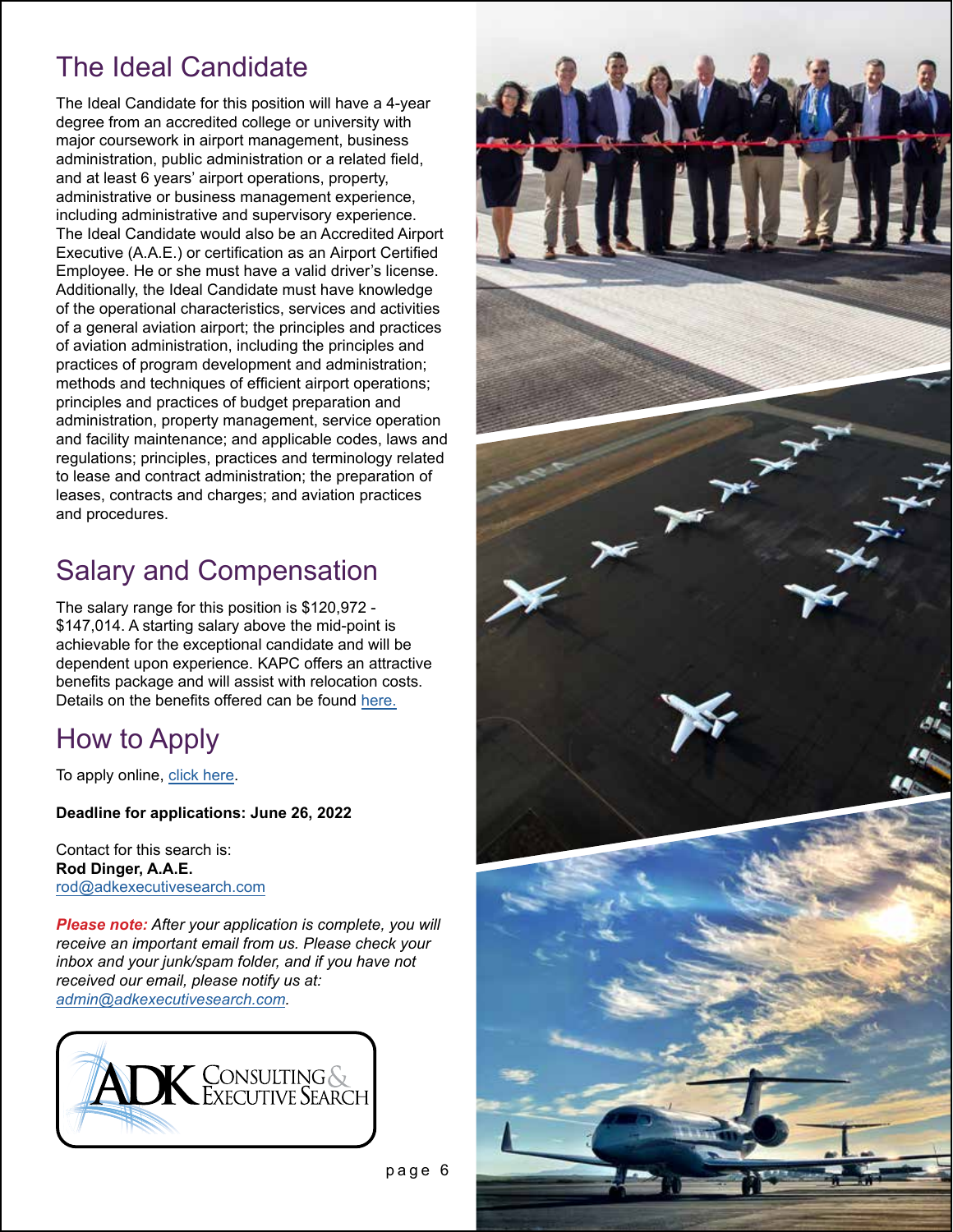## The Ideal Candidate

The Ideal Candidate for this position will have a 4-year degree from an accredited college or university with major coursework in airport management, business administration, public administration or a related field, and at least 6 years' airport operations, property, administrative or business management experience, including administrative and supervisory experience. The Ideal Candidate would also be an Accredited Airport Executive (A.A.E.) or certification as an Airport Certified Employee. He or she must have a valid driver's license. Additionally, the Ideal Candidate must have knowledge of the operational characteristics, services and activities of a general aviation airport; the principles and practices of aviation administration, including the principles and practices of program development and administration; methods and techniques of efficient airport operations; principles and practices of budget preparation and administration, property management, service operation and facility maintenance; and applicable codes, laws and regulations; principles, practices and terminology related to lease and contract administration; the preparation of leases, contracts and charges; and aviation practices and procedures.

## Salary and Compensation

The salary range for this position is $120,972 - $147,014. A starting salary above the mid-point is achievable for the exceptional candidate and will be dependent upon experience. KAPC offers an attractive benefits package and will assist with relocation costs. Details on the benefits offered can be found here.

## How to Apply

To apply online, click here.

**Deadline for applications: June 26, 2022**

Contact for this search is:
**Rod Dinger, A.A.E.**
rod@adkexecutivesearch.com

***Please note:*** *After your application is complete, you will receive an important email from us. Please check your inbox and your junk/spam folder, and if you have not received our email, please notify us at: admin@adkexecutivesearch.com.*

ADK Consulting & Executive Search